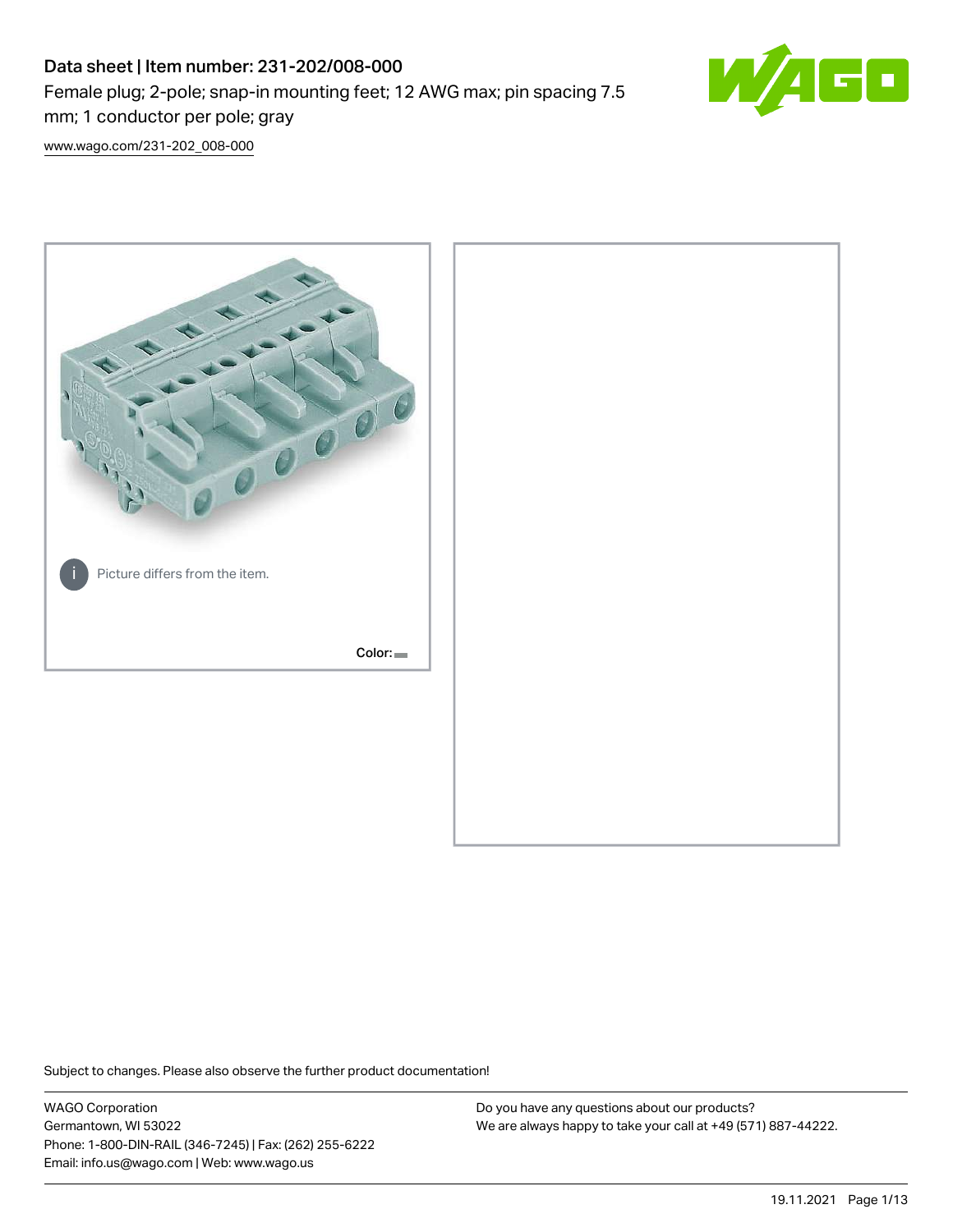# Data sheet | Item number: 231-202/008-000

Female plug; 2-pole; snap-in mounting feet; 12 AWG max; pin spacing 7.5 mm; 1 conductor per pole; gray

www.wago.com/231-202_008-000

Picture differs from the item.

Color:

Subject to changes. Please also observe the further product documentation!

WAGO Corporation
Germantown, WI 53022
Phone: 1-800-DIN-RAIL (346-7245) | Fax: (262) 255-6222
Email: info.us@wago.com | Web: www.wago.us

Do you have any questions about our products?
We are always happy to take your call at +49 (571) 887-44222.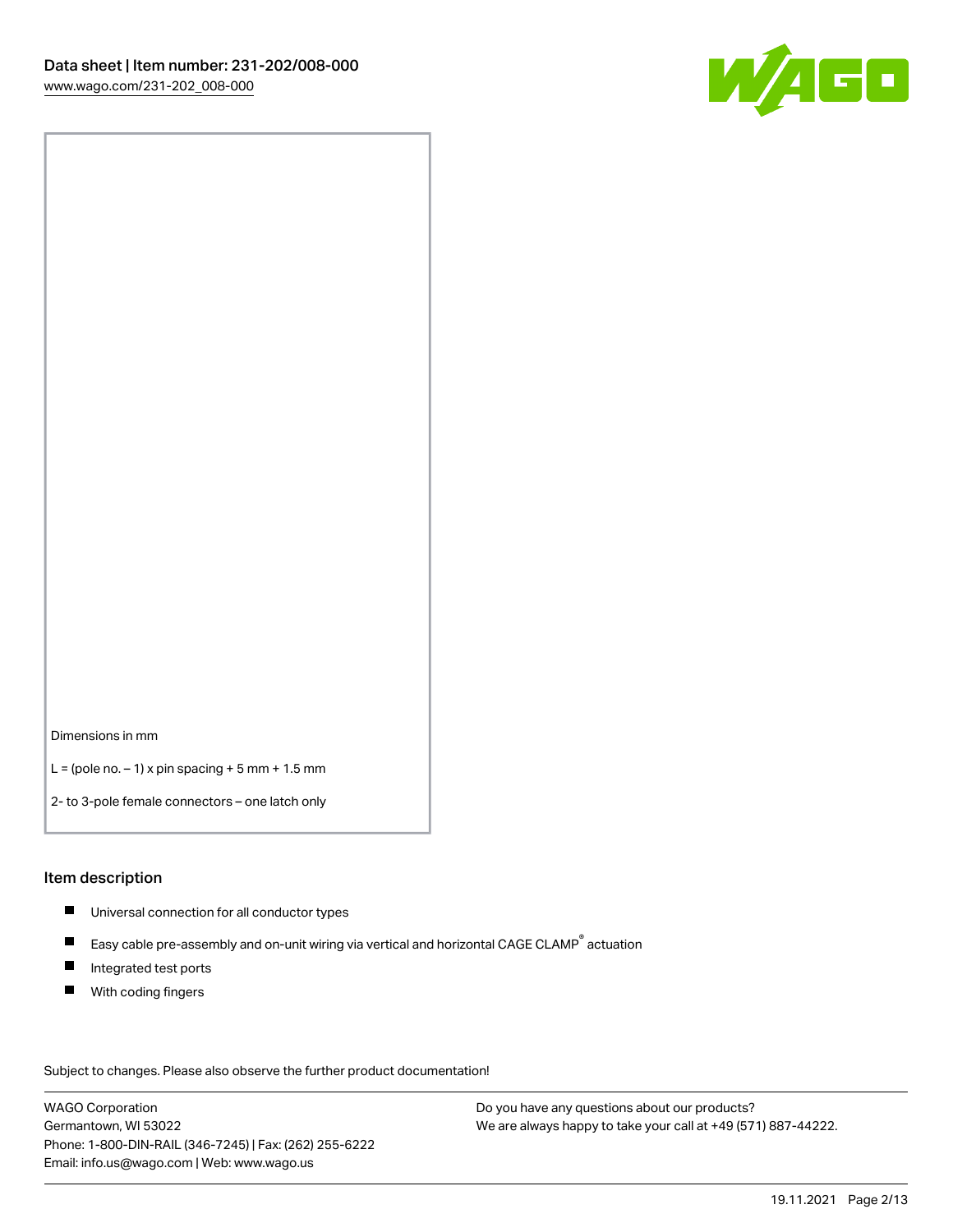Dimensions in mm

L = (pole no. – 1) x pin spacing + 5 mm + 1.5 mm

2- to 3-pole female connectors – one latch only

## Item description

- Universal connection for all conductor types
- Easy cable pre-assembly and on-unit wiring via vertical and horizontal CAGE CLAMP® actuation
- Integrated test ports
- With coding fingers

Subject to changes. Please also observe the further product documentation!

WAGO Corporation
Germantown, WI 53022
Phone: 1-800-DIN-RAIL (346-7245) | Fax: (262) 255-6222
Email: info.us@wago.com | Web: www.wago.us

Do you have any questions about our products?
We are always happy to take your call at +49 (571) 887-44222.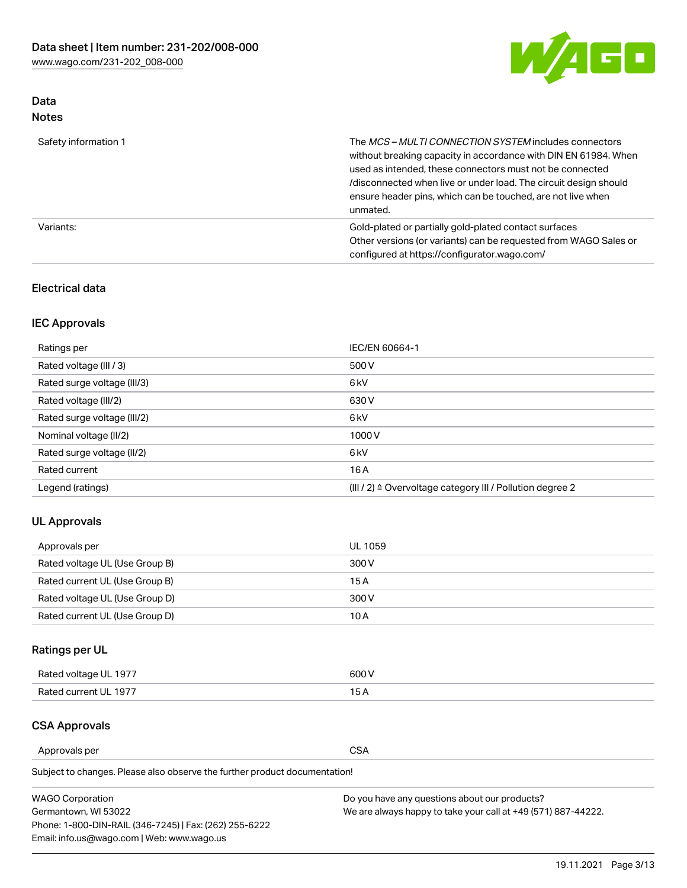## Data
### Notes

| | |
|---|---|
| Safety information 1 | The *MCS – MULTI CONNECTION SYSTEM* includes connectors without breaking capacity in accordance with DIN EN 61984. When used as intended, these connectors must not be connected /disconnected when live or under load. The circuit design should ensure header pins, which can be touched, are not live when unmated. |
| Variants: | Gold-plated or partially gold-plated contact surfaces<br>Other versions (or variants) can be requested from WAGO Sales or configured at https://configurator.wago.com/ |

### Electrical data

### IEC Approvals

| | |
|---|---|
| Ratings per | IEC/EN 60664-1 |
| Rated voltage (III / 3) | 500 V |
| Rated surge voltage (III/3) | 6 kV |
| Rated voltage (III/2) | 630 V |
| Rated surge voltage (III/2) | 6 kV |
| Nominal voltage (II/2) | 1000 V |
| Rated surge voltage (II/2) | 6 kV |
| Rated current | 16 A |
| Legend (ratings) | (III / 2) ≙ Overvoltage category III / Pollution degree 2 |

### UL Approvals

| | |
|---|---|
| Approvals per | UL 1059 |
| Rated voltage UL (Use Group B) | 300 V |
| Rated current UL (Use Group B) | 15 A |
| Rated voltage UL (Use Group D) | 300 V |
| Rated current UL (Use Group D) | 10 A |

### Ratings per UL

| | |
|---|---|
| Rated voltage UL 1977 | 600 V |
| Rated current UL 1977 | 15 A |

### CSA Approvals

| | |
|---|---|
| Approvals per | CSA |

Subject to changes. Please also observe the further product documentation!

WAGO Corporation
Germantown, WI 53022
Phone: 1-800-DIN-RAIL (346-7245) | Fax: (262) 255-6222
Email: info.us@wago.com | Web: www.wago.us

Do you have any questions about our products?
We are always happy to take your call at +49 (571) 887-44222.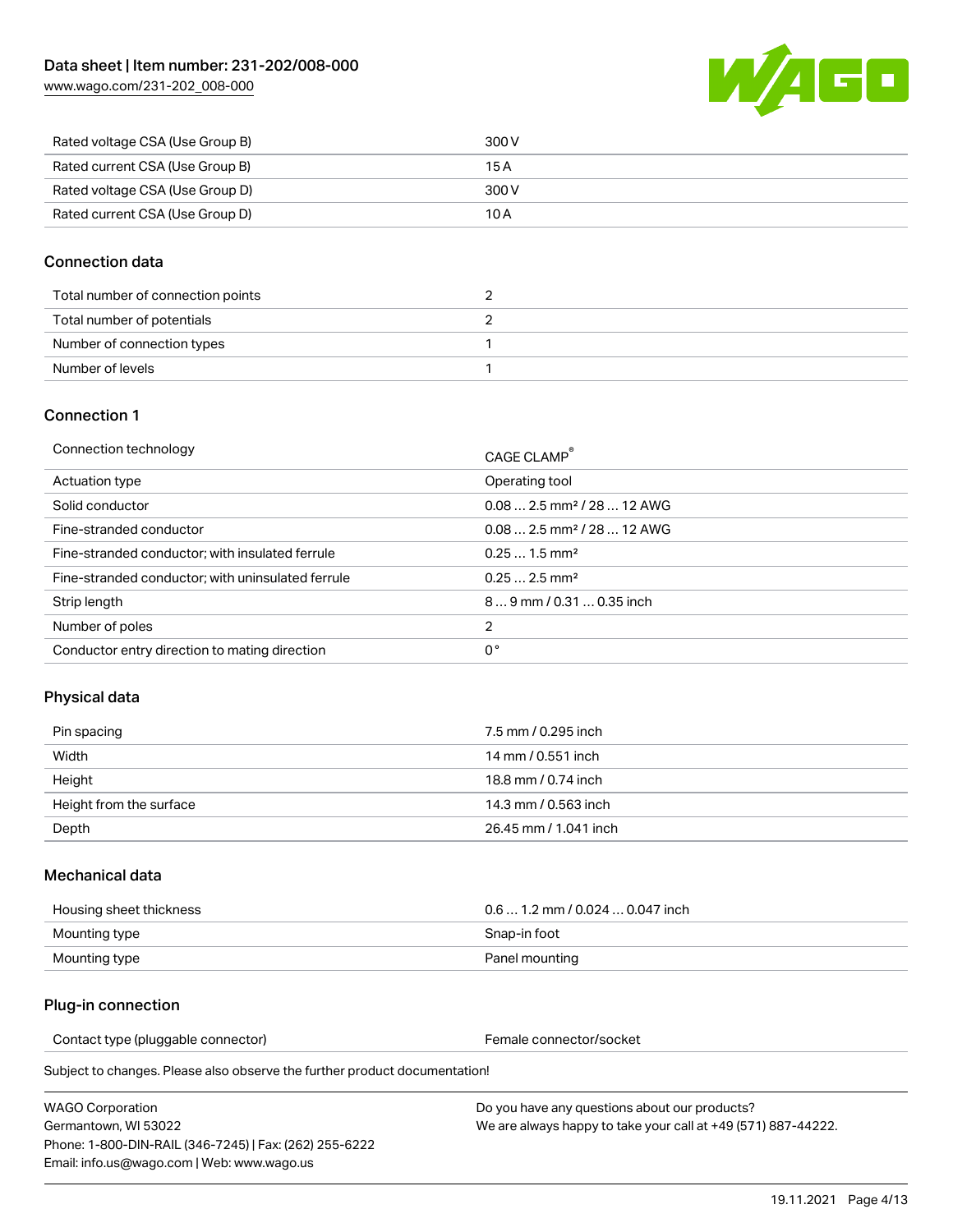| | |
|---|---|
| Rated voltage CSA (Use Group B) | 300 V |
| Rated current CSA (Use Group B) | 15 A |
| Rated voltage CSA (Use Group D) | 300 V |
| Rated current CSA (Use Group D) | 10 A |

## Connection data

| | |
|---|---|
| Total number of connection points | 2 |
| Total number of potentials | 2 |
| Number of connection types | 1 |
| Number of levels | 1 |

## Connection 1

| | |
|---|---|
| Connection technology | CAGE CLAMP® |
| Actuation type | Operating tool |
| Solid conductor | 0.08 … 2.5 mm² / 28 … 12 AWG |
| Fine-stranded conductor | 0.08 … 2.5 mm² / 28 … 12 AWG |
| Fine-stranded conductor; with insulated ferrule | 0.25 … 1.5 mm² |
| Fine-stranded conductor; with uninsulated ferrule | 0.25 … 2.5 mm² |
| Strip length | 8 … 9 mm / 0.31 … 0.35 inch |
| Number of poles | 2 |
| Conductor entry direction to mating direction | 0 ° |

## Physical data

| | |
|---|---|
| Pin spacing | 7.5 mm / 0.295 inch |
| Width | 14 mm / 0.551 inch |
| Height | 18.8 mm / 0.74 inch |
| Height from the surface | 14.3 mm / 0.563 inch |
| Depth | 26.45 mm / 1.041 inch |

## Mechanical data

| | |
|---|---|
| Housing sheet thickness | 0.6 … 1.2 mm / 0.024 … 0.047 inch |
| Mounting type | Snap-in foot |
| Mounting type | Panel mounting |

## Plug-in connection

| | |
|---|---|
| Contact type (pluggable connector) | Female connector/socket |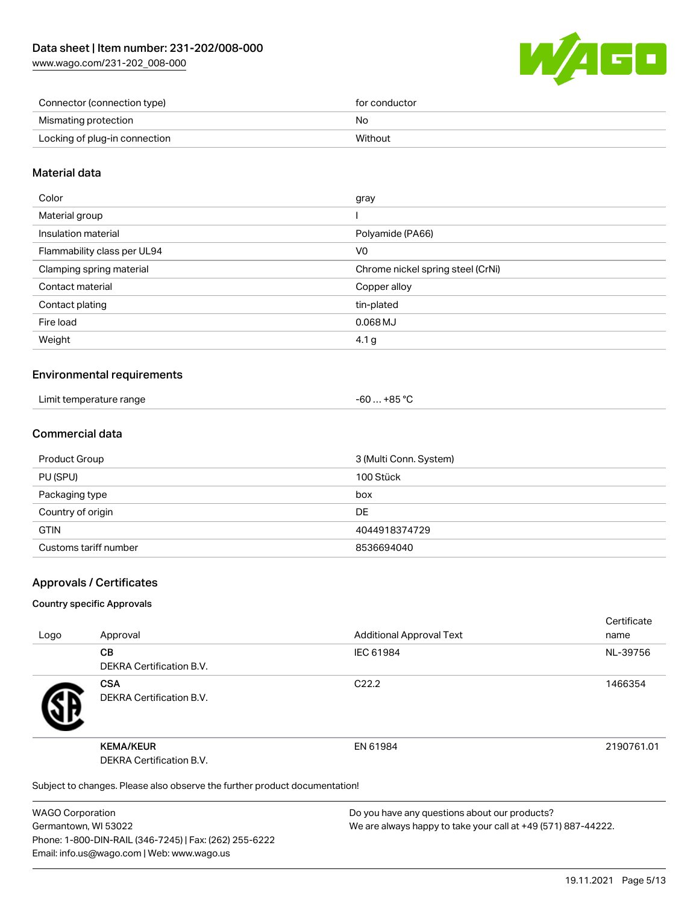| | |
|---|---|
| Connector (connection type) | for conductor |
| Mismating protection | No |
| Locking of plug-in connection | Without |

## Material data

| | |
|---|---|
| Color | gray |
| Material group | I |
| Insulation material | Polyamide (PA66) |
| Flammability class per UL94 | V0 |
| Clamping spring material | Chrome nickel spring steel (CrNi) |
| Contact material | Copper alloy |
| Contact plating | tin-plated |
| Fire load | 0.068 MJ |
| Weight | 4.1 g |

## Environmental requirements

| | |
|---|---|
| Limit temperature range | -60 … +85 °C |

## Commercial data

| | |
|---|---|
| Product Group | 3 (Multi Conn. System) |
| PU (SPU) | 100 Stück |
| Packaging type | box |
| Country of origin | DE |
| GTIN | 4044918374729 |
| Customs tariff number | 8536694040 |

## Approvals / Certificates

### Country specific Approvals

| Logo | Approval | Additional Approval Text | Certificate name |
|---|---|---|---|
| | **CB**<br>DEKRA Certification B.V. | IEC 61984 | NL-39756 |
| | **CSA**<br>DEKRA Certification B.V. | C22.2 | 1466354 |
| | **KEMA/KEUR**<br>DEKRA Certification B.V. | EN 61984 | 2190761.01 |

Subject to changes. Please also observe the further product documentation!

WAGO Corporation
Germantown, WI 53022
Phone: 1-800-DIN-RAIL (346-7245) | Fax: (262) 255-6222
Email: info.us@wago.com | Web: www.wago.us

Do you have any questions about our products?
We are always happy to take your call at +49 (571) 887-44222.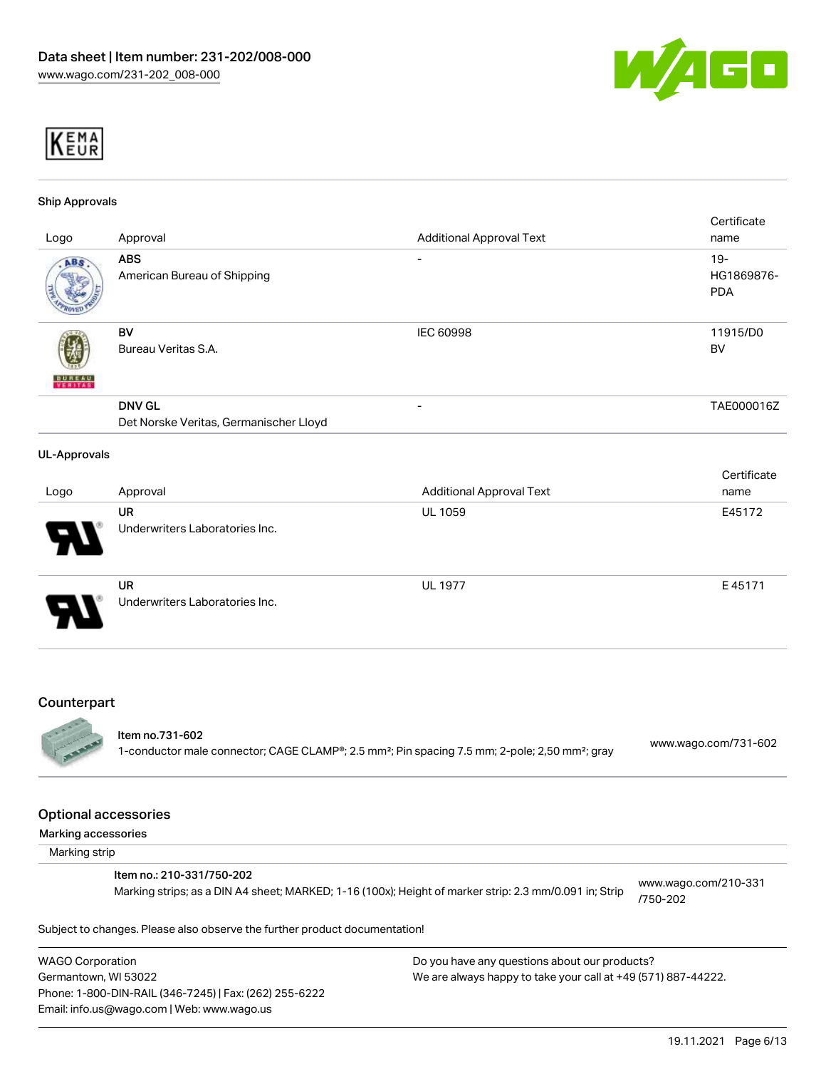KEMA EUR

### Ship Approvals

| Logo | Approval | Additional Approval Text | Certificate name |
|---|---|---|---|
| | **ABS**<br>American Bureau of Shipping | - | 19-HG1869876-PDA |
| | **BV**<br>Bureau Veritas S.A. | IEC 60998 | 11915/D0 BV |
| | **DNV GL**<br>Det Norske Veritas, Germanischer Lloyd | - | TAE000016Z |

### UL-Approvals

| Logo | Approval | Additional Approval Text | Certificate name |
|---|---|---|---|
| | **UR**<br>Underwriters Laboratories Inc. | UL 1059 | E45172 |
| | **UR**<br>Underwriters Laboratories Inc. | UL 1977 | E 45171 |

## Counterpart

**Item no.731-602**
1-conductor male connector; CAGE CLAMP®; 2.5 mm²; Pin spacing 7.5 mm; 2-pole; 2,50 mm²; gray
www.wago.com/731-602

## Optional accessories

**Marking accessories**

Marking strip

**Item no.: 210-331/750-202**
Marking strips; as a DIN A4 sheet; MARKED; 1-16 (100x); Height of marker strip: 2.3 mm/0.091 in; Strip
www.wago.com/210-331/750-202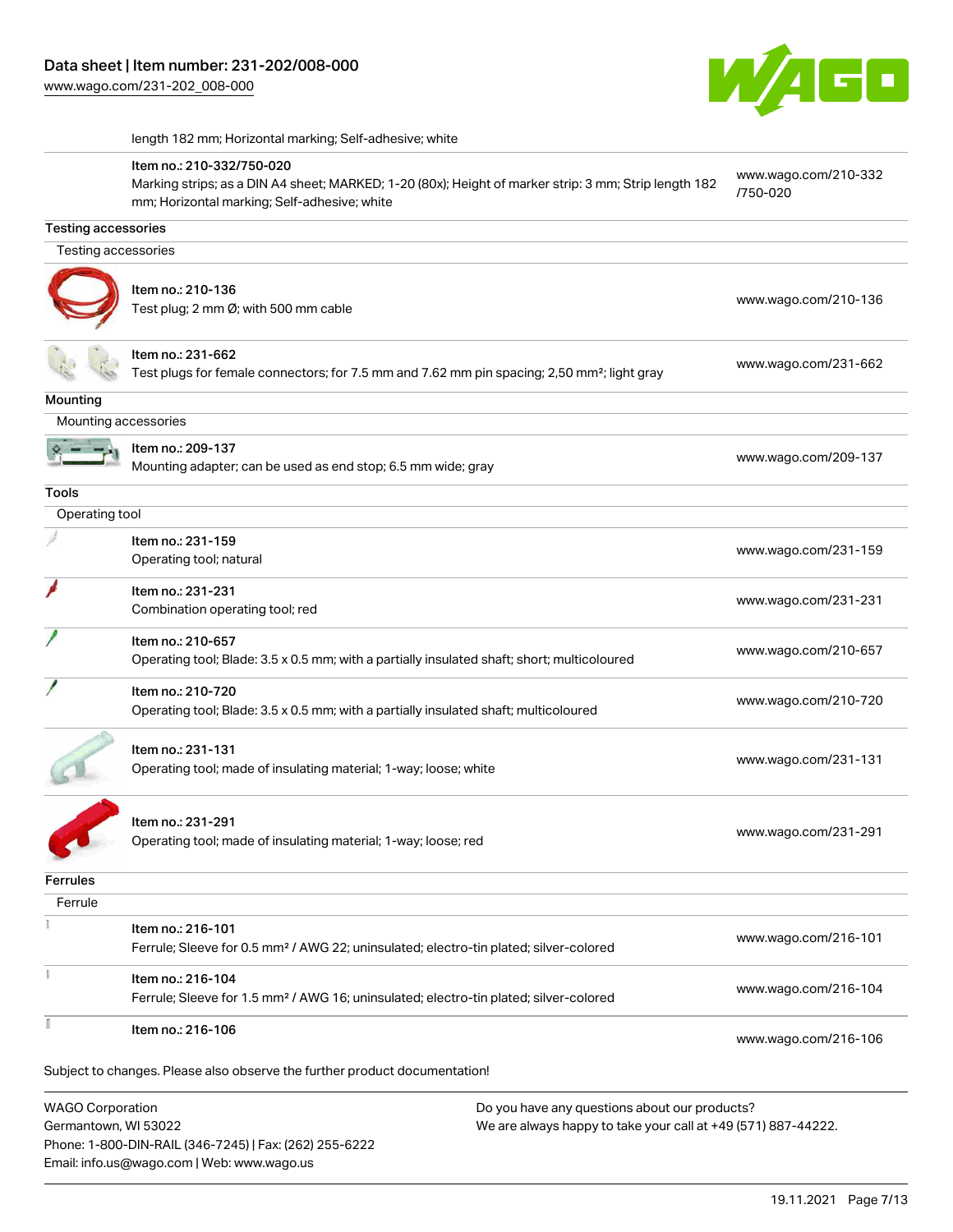length 182 mm; Horizontal marking; Self-adhesive; white

| | | |
|---|---|---|
| | Item no.: 210-332/750-020<br>Marking strips; as a DIN A4 sheet; MARKED; 1-20 (80x); Height of marker strip: 3 mm; Strip length 182 mm; Horizontal marking; Self-adhesive; white | www.wago.com/210-332/750-020 |

## Testing accessories

### Testing accessories

| | | |
|---|---|---|
| | Item no.: 210-136<br>Test plug; 2 mm Ø; with 500 mm cable | www.wago.com/210-136 |
| | Item no.: 231-662<br>Test plugs for female connectors; for 7.5 mm and 7.62 mm pin spacing; 2,50 mm²; light gray | www.wago.com/231-662 |

## Mounting

### Mounting accessories

| | | |
|---|---|---|
| | Item no.: 209-137<br>Mounting adapter; can be used as end stop; 6.5 mm wide; gray | www.wago.com/209-137 |

## Tools

### Operating tool

| | | |
|---|---|---|
| | Item no.: 231-159<br>Operating tool; natural | www.wago.com/231-159 |
| | Item no.: 231-231<br>Combination operating tool; red | www.wago.com/231-231 |
| | Item no.: 210-657<br>Operating tool; Blade: 3.5 x 0.5 mm; with a partially insulated shaft; short; multicoloured | www.wago.com/210-657 |
| | Item no.: 210-720<br>Operating tool; Blade: 3.5 x 0.5 mm; with a partially insulated shaft; multicoloured | www.wago.com/210-720 |
| | Item no.: 231-131<br>Operating tool; made of insulating material; 1-way; loose; white | www.wago.com/231-131 |
| | Item no.: 231-291<br>Operating tool; made of insulating material; 1-way; loose; red | www.wago.com/231-291 |

## Ferrules

### Ferrule

| | | |
|---|---|---|
| | Item no.: 216-101<br>Ferrule; Sleeve for 0.5 mm² / AWG 22; uninsulated; electro-tin plated; silver-colored | www.wago.com/216-101 |
| | Item no.: 216-104<br>Ferrule; Sleeve for 1.5 mm² / AWG 16; uninsulated; electro-tin plated; silver-colored | www.wago.com/216-104 |
| | Item no.: 216-106 | www.wago.com/216-106 |

Subject to changes. Please also observe the further product documentation!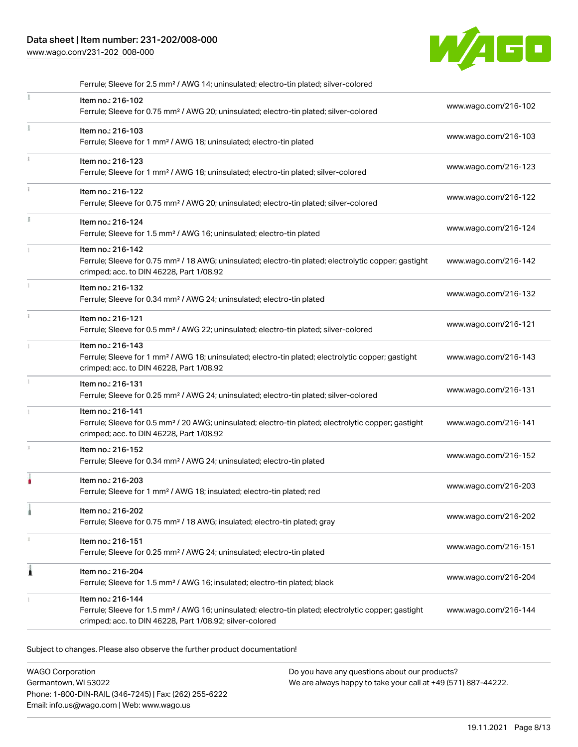Ferrule; Sleeve for 2.5 mm² / AWG 14; uninsulated; electro-tin plated; silver-colored

| Item | URL |
| --- | --- |
| Item no.: 216-102<br>Ferrule; Sleeve for 0.75 mm² / AWG 20; uninsulated; electro-tin plated; silver-colored | www.wago.com/216-102 |
| Item no.: 216-103<br>Ferrule; Sleeve for 1 mm² / AWG 18; uninsulated; electro-tin plated | www.wago.com/216-103 |
| Item no.: 216-123<br>Ferrule; Sleeve for 1 mm² / AWG 18; uninsulated; electro-tin plated; silver-colored | www.wago.com/216-123 |
| Item no.: 216-122<br>Ferrule; Sleeve for 0.75 mm² / AWG 20; uninsulated; electro-tin plated; silver-colored | www.wago.com/216-122 |
| Item no.: 216-124<br>Ferrule; Sleeve for 1.5 mm² / AWG 16; uninsulated; electro-tin plated | www.wago.com/216-124 |
| Item no.: 216-142<br>Ferrule; Sleeve for 0.75 mm² / 18 AWG; uninsulated; electro-tin plated; electrolytic copper; gastight crimped; acc. to DIN 46228, Part 1/08.92 | www.wago.com/216-142 |
| Item no.: 216-132<br>Ferrule; Sleeve for 0.34 mm² / AWG 24; uninsulated; electro-tin plated | www.wago.com/216-132 |
| Item no.: 216-121<br>Ferrule; Sleeve for 0.5 mm² / AWG 22; uninsulated; electro-tin plated; silver-colored | www.wago.com/216-121 |
| Item no.: 216-143<br>Ferrule; Sleeve for 1 mm² / AWG 18; uninsulated; electro-tin plated; electrolytic copper; gastight crimped; acc. to DIN 46228, Part 1/08.92 | www.wago.com/216-143 |
| Item no.: 216-131<br>Ferrule; Sleeve for 0.25 mm² / AWG 24; uninsulated; electro-tin plated; silver-colored | www.wago.com/216-131 |
| Item no.: 216-141<br>Ferrule; Sleeve for 0.5 mm² / 20 AWG; uninsulated; electro-tin plated; electrolytic copper; gastight crimped; acc. to DIN 46228, Part 1/08.92 | www.wago.com/216-141 |
| Item no.: 216-152<br>Ferrule; Sleeve for 0.34 mm² / AWG 24; uninsulated; electro-tin plated | www.wago.com/216-152 |
| Item no.: 216-203<br>Ferrule; Sleeve for 1 mm² / AWG 18; insulated; electro-tin plated; red | www.wago.com/216-203 |
| Item no.: 216-202<br>Ferrule; Sleeve for 0.75 mm² / 18 AWG; insulated; electro-tin plated; gray | www.wago.com/216-202 |
| Item no.: 216-151<br>Ferrule; Sleeve for 0.25 mm² / AWG 24; uninsulated; electro-tin plated | www.wago.com/216-151 |
| Item no.: 216-204<br>Ferrule; Sleeve for 1.5 mm² / AWG 16; insulated; electro-tin plated; black | www.wago.com/216-204 |
| Item no.: 216-144<br>Ferrule; Sleeve for 1.5 mm² / AWG 16; uninsulated; electro-tin plated; electrolytic copper; gastight crimped; acc. to DIN 46228, Part 1/08.92; silver-colored | www.wago.com/216-144 |

Subject to changes. Please also observe the further product documentation!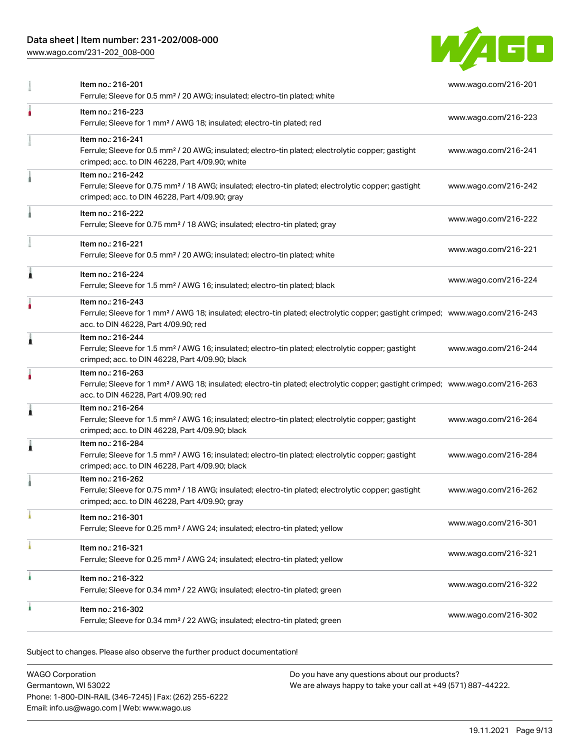| Item | Link |
| --- | --- |
| Item no.: 216-201<br>Ferrule; Sleeve for 0.5 mm² / 20 AWG; insulated; electro-tin plated; white | www.wago.com/216-201 |
| Item no.: 216-223<br>Ferrule; Sleeve for 1 mm² / AWG 18; insulated; electro-tin plated; red | www.wago.com/216-223 |
| Item no.: 216-241<br>Ferrule; Sleeve for 0.5 mm² / 20 AWG; insulated; electro-tin plated; electrolytic copper; gastight crimped; acc. to DIN 46228, Part 4/09.90; white | www.wago.com/216-241 |
| Item no.: 216-242<br>Ferrule; Sleeve for 0.75 mm² / 18 AWG; insulated; electro-tin plated; electrolytic copper; gastight crimped; acc. to DIN 46228, Part 4/09.90; gray | www.wago.com/216-242 |
| Item no.: 216-222<br>Ferrule; Sleeve for 0.75 mm² / 18 AWG; insulated; electro-tin plated; gray | www.wago.com/216-222 |
| Item no.: 216-221<br>Ferrule; Sleeve for 0.5 mm² / 20 AWG; insulated; electro-tin plated; white | www.wago.com/216-221 |
| Item no.: 216-224<br>Ferrule; Sleeve for 1.5 mm² / AWG 16; insulated; electro-tin plated; black | www.wago.com/216-224 |
| Item no.: 216-243<br>Ferrule; Sleeve for 1 mm² / AWG 18; insulated; electro-tin plated; electrolytic copper; gastight crimped; acc. to DIN 46228, Part 4/09.90; red | www.wago.com/216-243 |
| Item no.: 216-244<br>Ferrule; Sleeve for 1.5 mm² / AWG 16; insulated; electro-tin plated; electrolytic copper; gastight crimped; acc. to DIN 46228, Part 4/09.90; black | www.wago.com/216-244 |
| Item no.: 216-263<br>Ferrule; Sleeve for 1 mm² / AWG 18; insulated; electro-tin plated; electrolytic copper; gastight crimped; acc. to DIN 46228, Part 4/09.90; red | www.wago.com/216-263 |
| Item no.: 216-264<br>Ferrule; Sleeve for 1.5 mm² / AWG 16; insulated; electro-tin plated; electrolytic copper; gastight crimped; acc. to DIN 46228, Part 4/09.90; black | www.wago.com/216-264 |
| Item no.: 216-284<br>Ferrule; Sleeve for 1.5 mm² / AWG 16; insulated; electro-tin plated; electrolytic copper; gastight crimped; acc. to DIN 46228, Part 4/09.90; black | www.wago.com/216-284 |
| Item no.: 216-262<br>Ferrule; Sleeve for 0.75 mm² / 18 AWG; insulated; electro-tin plated; electrolytic copper; gastight crimped; acc. to DIN 46228, Part 4/09.90; gray | www.wago.com/216-262 |
| Item no.: 216-301<br>Ferrule; Sleeve for 0.25 mm² / AWG 24; insulated; electro-tin plated; yellow | www.wago.com/216-301 |
| Item no.: 216-321<br>Ferrule; Sleeve for 0.25 mm² / AWG 24; insulated; electro-tin plated; yellow | www.wago.com/216-321 |
| Item no.: 216-322<br>Ferrule; Sleeve for 0.34 mm² / 22 AWG; insulated; electro-tin plated; green | www.wago.com/216-322 |
| Item no.: 216-302<br>Ferrule; Sleeve for 0.34 mm² / 22 AWG; insulated; electro-tin plated; green | www.wago.com/216-302 |

Subject to changes. Please also observe the further product documentation!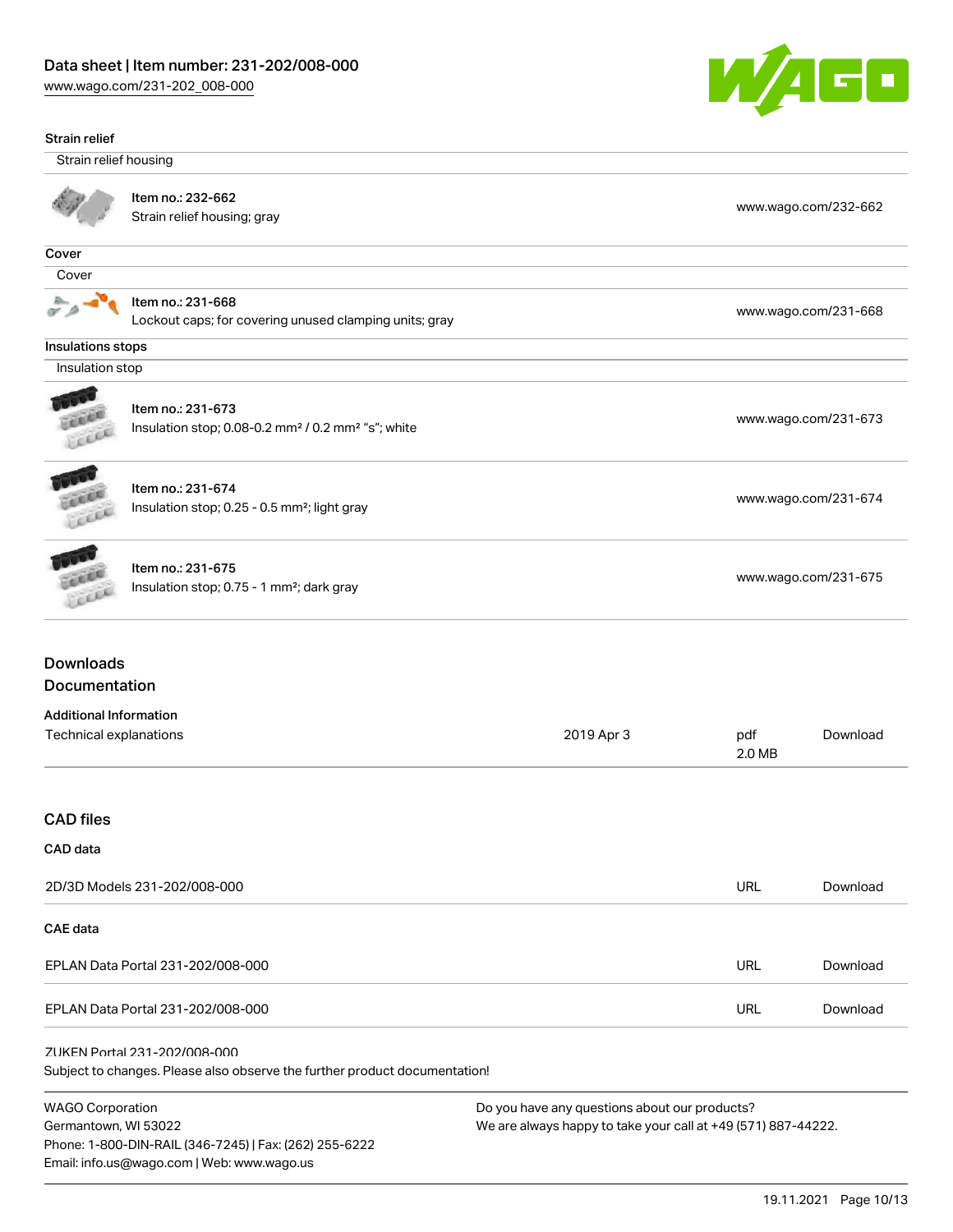### Strain relief

| Strain relief housing | |
|---|---|
| Item no.: 232-662<br>Strain relief housing; gray | www.wago.com/232-662 |

### Cover

| Cover | |
|---|---|
| Item no.: 231-668<br>Lockout caps; for covering unused clamping units; gray | www.wago.com/231-668 |

### Insulations stops

| Insulation stop | |
|---|---|
| Item no.: 231-673<br>Insulation stop; 0.08-0.2 mm² / 0.2 mm² "s"; white | www.wago.com/231-673 |
| Item no.: 231-674<br>Insulation stop; 0.25 - 0.5 mm²; light gray | www.wago.com/231-674 |
| Item no.: 231-675<br>Insulation stop; 0.75 - 1 mm²; dark gray | www.wago.com/231-675 |

## Downloads
## Documentation

**Additional Information**

| | | | |
|---|---|---|---|
| Technical explanations | 2019 Apr 3 | pdf<br>2.0 MB | Download |

## CAD files

**CAD data**

| | | |
|---|---|---|
| 2D/3D Models 231-202/008-000 | URL | Download |

**CAE data**

| | | |
|---|---|---|
| EPLAN Data Portal 231-202/008-000 | URL | Download |
| EPLAN Data Portal 231-202/008-000 | URL | Download |

ZUKEN Portal 231-202/008-000

Subject to changes. Please also observe the further product documentation!

WAGO Corporation
Germantown, WI 53022
Phone: 1-800-DIN-RAIL (346-7245) | Fax: (262) 255-6222
Email: info.us@wago.com | Web: www.wago.us

Do you have any questions about our products?
We are always happy to take your call at +49 (571) 887-44222.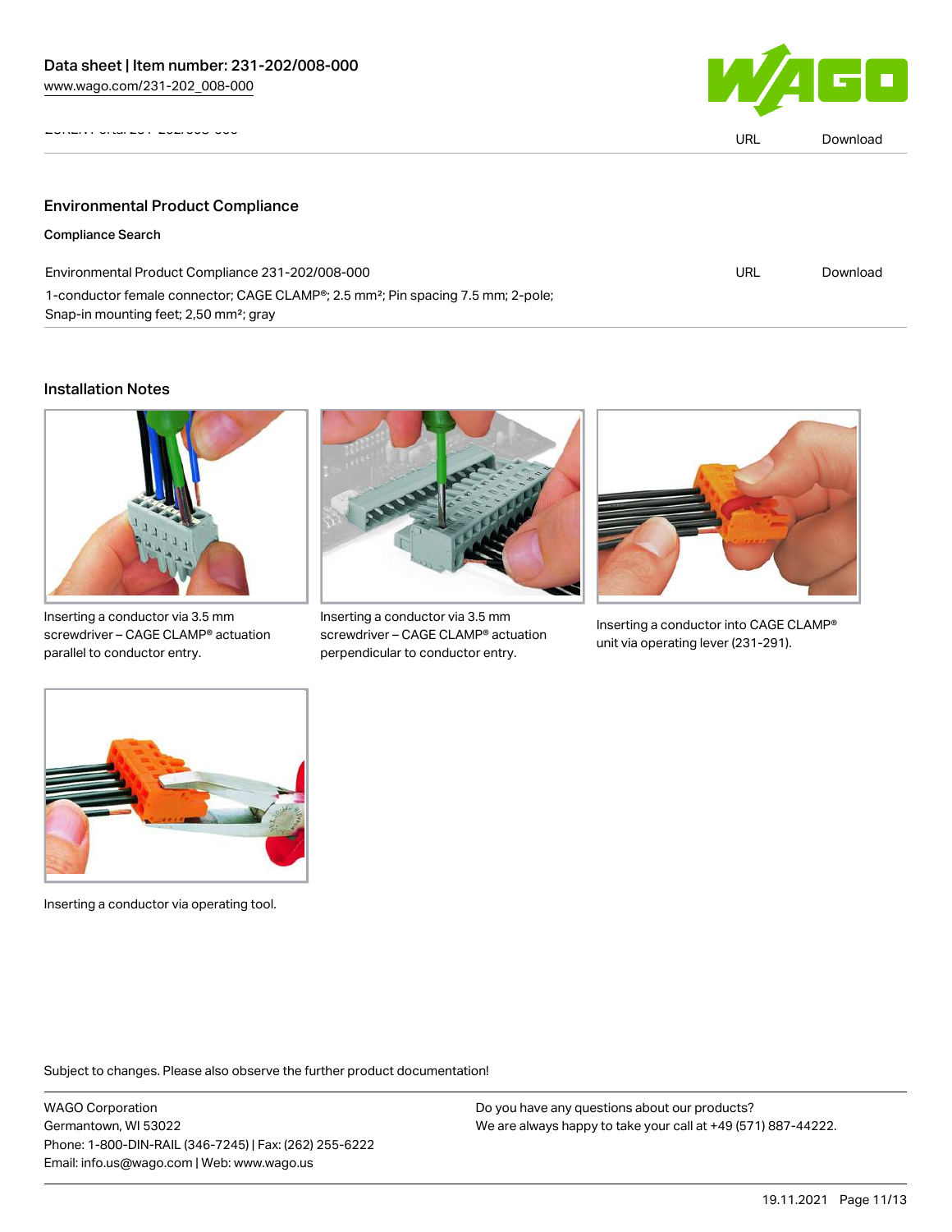EPLAN Portal 231-202/008-000 | URL | Download

## Environmental Product Compliance

### Compliance Search

| | | |
|---|---|---|
| Environmental Product Compliance 231-202/008-000<br>1-conductor female connector; CAGE CLAMP®; 2.5 mm²; Pin spacing 7.5 mm; 2-pole; Snap-in mounting feet; 2,50 mm²; gray | URL | Download |

## Installation Notes

Inserting a conductor via 3.5 mm screwdriver – CAGE CLAMP® actuation parallel to conductor entry.

Inserting a conductor via 3.5 mm screwdriver – CAGE CLAMP® actuation perpendicular to conductor entry.

Inserting a conductor into CAGE CLAMP® unit via operating lever (231-291).

Inserting a conductor via operating tool.

Subject to changes. Please also observe the further product documentation!

WAGO Corporation
Germantown, WI 53022
Phone: 1-800-DIN-RAIL (346-7245) | Fax: (262) 255-6222
Email: info.us@wago.com | Web: www.wago.us

Do you have any questions about our products?
We are always happy to take your call at +49 (571) 887-44222.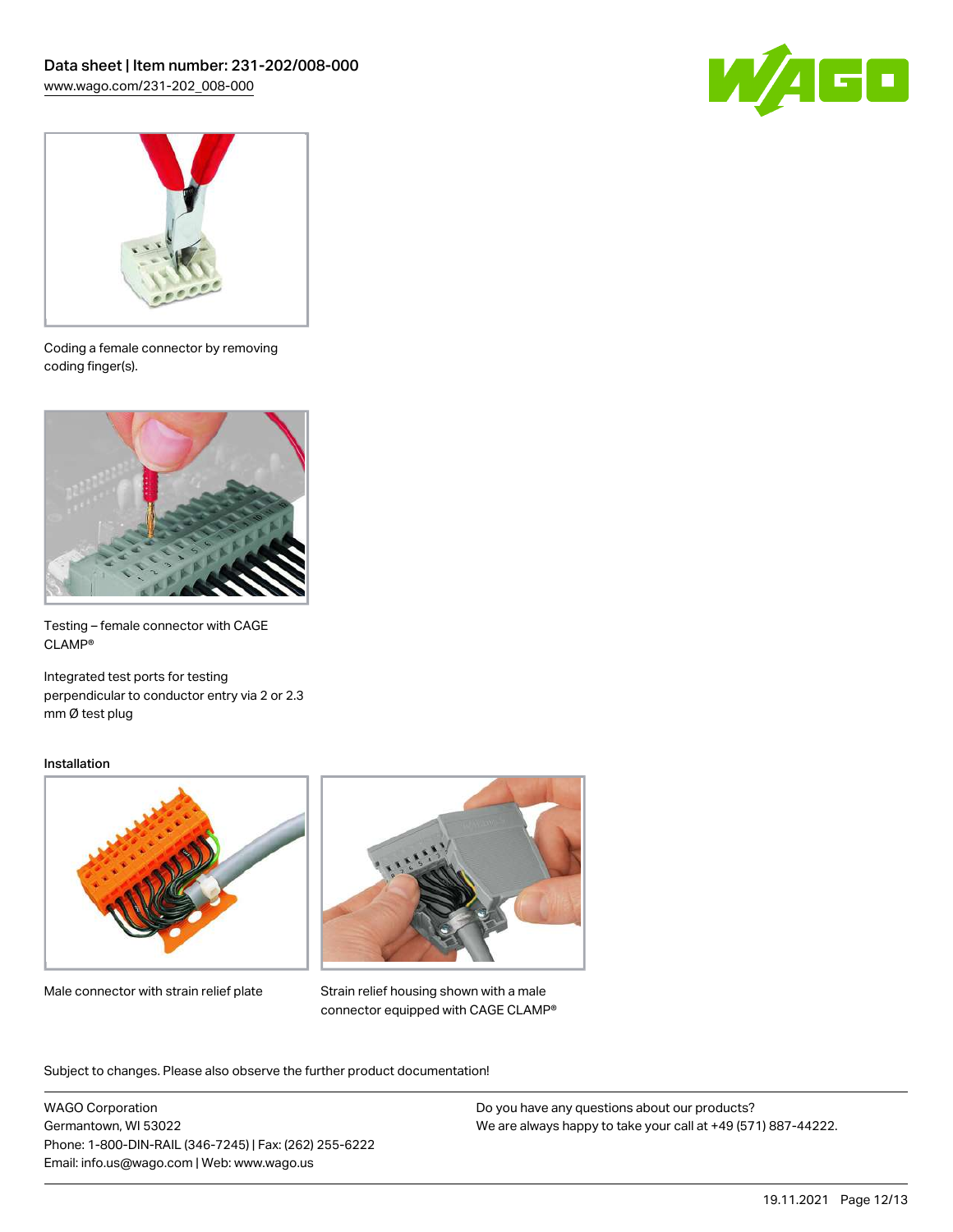Coding a female connector by removing coding finger(s).

Testing – female connector with CAGE CLAMP®

Integrated test ports for testing perpendicular to conductor entry via 2 or 2.3 mm Ø test plug

### Installation

Male connector with strain relief plate

Strain relief housing shown with a male connector equipped with CAGE CLAMP®

Subject to changes. Please also observe the further product documentation!

WAGO Corporation
Germantown, WI 53022
Phone: 1-800-DIN-RAIL (346-7245) | Fax: (262) 255-6222
Email: info.us@wago.com | Web: www.wago.us

Do you have any questions about our products?
We are always happy to take your call at +49 (571) 887-44222.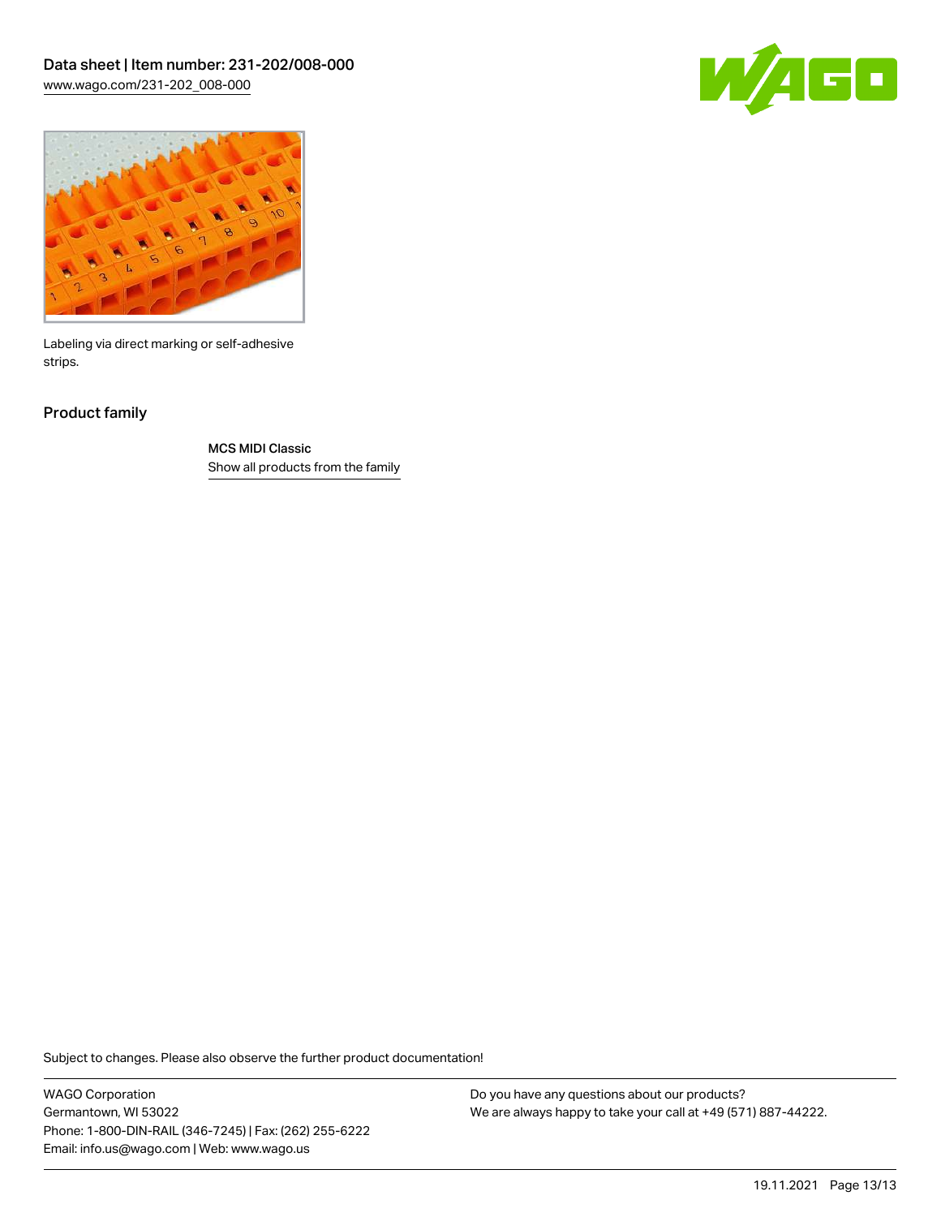Labeling via direct marking or self-adhesive strips.

## Product family

**MCS MIDI Classic**

Show all products from the family

Subject to changes. Please also observe the further product documentation!

WAGO Corporation
Germantown, WI 53022
Phone: 1-800-DIN-RAIL (346-7245) | Fax: (262) 255-6222
Email: info.us@wago.com | Web: www.wago.us

Do you have any questions about our products?
We are always happy to take your call at +49 (571) 887-44222.